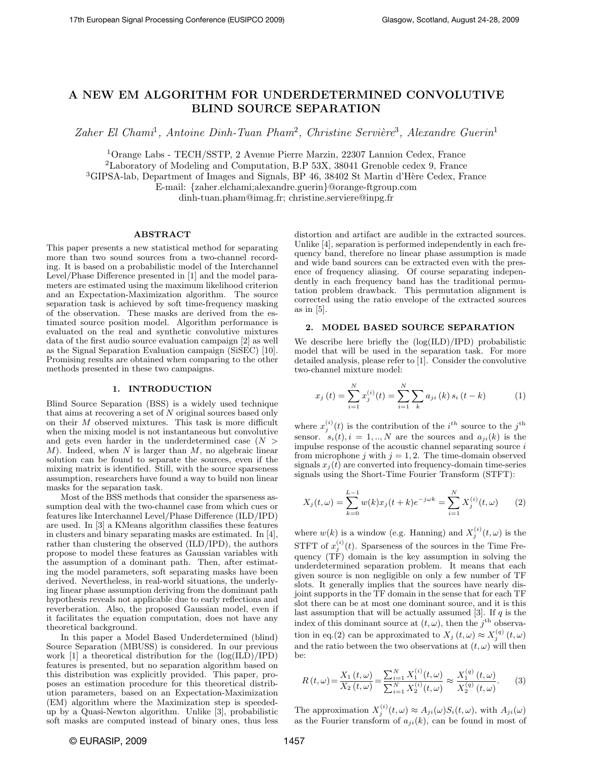# A NEW EM ALGORITHM FOR UNDERDETERMINED CONVOLUTIVE BLIND SOURCE SEPARATION

*Zaher El Chami*[1], *Antoine Dinh-Tuan Pham*[2], *Christine Servière*[3], *Alexandre Guerin*[1]

[1]Orange Labs - TECH/SSTP, 2 Avenue Pierre Marzin, 22307 Lannion Cedex, France
[2]Laboratory of Modeling and Computation, B.P 53X, 38041 Grenoble cedex 9, France
[3]GIPSA-lab, Department of Images and Signals, BP 46, 38402 St Martin d'Hère Cedex, France
E-mail: {zaher.elchami;alexandre.guerin}@orange-ftgroup.com
dinh-tuan.pham@imag.fr; christine.serviere@inpg.fr

## ABSTRACT

This paper presents a new statistical method for separating more than two sound sources from a two-channel recording. It is based on a probabilistic model of the Interchannel Level/Phase Difference presented in [1] and the model parameters are estimated using the maximum likelihood criterion and an Expectation-Maximization algorithm. The source separation task is achieved by soft time-frequency masking of the observation. These masks are derived from the estimated source position model. Algorithm performance is evaluated on the real and synthetic convolutive mixtures data of the first audio source evaluation campaign [2] as well as the Signal Separation Evaluation campaign (SiSEC) [10]. Promising results are obtained when comparing to the other methods presented in these two campaigns.

## 1. INTRODUCTION

Blind Source Separation (BSS) is a widely used technique that aims at recovering a set of $N$ original sources based only on their $M$ observed mixtures. This task is more difficult when the mixing model is not instantaneous but convolutive and gets even harder in the underdetermined case ($N > M$). Indeed, when $N$ is larger than $M$, no algebraic linear solution can be found to separate the sources, even if the mixing matrix is identified. Still, with the source sparseness assumption, researchers have found a way to build non linear masks for the separation task.

Most of the BSS methods that consider the sparseness assumption deal with the two-channel case from which cues or features like Interchannel Level/Phase Difference (ILD/IPD) are used. In [3] a KMeans algorithm classifies these features in clusters and binary separating masks are estimated. In [4], rather than clustering the observed (ILD/IPD), the authors propose to model these features as Gaussian variables with the assumption of a dominant path. Then, after estimating the model parameters, soft separating masks have been derived. Nevertheless, in real-world situations, the underlying linear phase assumption deriving from the dominant path hypothesis reveals not applicable due to early reflections and reverberation. Also, the proposed Gaussian model, even if it facilitates the equation computation, does not have any theoretical background.

In this paper a Model Based Underdetermined (blind) Source Separation (MBUSS) is considered. In our previous work [1] a theoretical distribution for the (log(ILD)/IPD) features is presented, but no separation algorithm based on this distribution was explicitly provided. This paper, proposes an estimation procedure for this theoretical distribution parameters, based on an Expectation-Maximization (EM) algorithm where the Maximization step is speeded-up by a Quasi-Newton algorithm. Unlike [3], probabilistic soft masks are computed instead of binary ones, thus less distortion and artifact are audible in the extracted sources. Unlike [4], separation is performed independently in each frequency band, therefore no linear phase assumption is made and wide band sources can be extracted even with the presence of frequency aliasing. Of course separating independently in each frequency band has the traditional permutation problem drawback. This permutation alignment is corrected using the ratio envelope of the extracted sources as in [5].

## 2. MODEL BASED SOURCE SEPARATION

We describe here briefly the (log(ILD)/IPD) probabilistic model that will be used in the separation task. For more detailed analysis, please refer to [1]. Consider the convolutive two-channel mixture model:

$$x_j(t) = \sum_{i=1}^{N} x_j^{(i)}(t) = \sum_{i=1}^{N} \sum_{k} a_{ji}(k)\, s_i(t-k) \qquad (1)$$

where $x_j^{(i)}(t)$ is the contribution of the $i^{th}$ source to the $j^{\text{th}}$ sensor. $s_i(t), i = 1, .., N$ are the sources and $a_{ji}(k)$ is the impulse response of the acoustic channel separating source $i$ from microphone $j$ with $j = 1, 2$. The time-domain observed signals $x_j(t)$ are converted into frequency-domain time-series signals using the Short-Time Fourier Transform (STFT):

$$X_j(t,\omega) = \sum_{k=0}^{L-1} w(k) x_j(t+k) e^{-j\omega k} = \sum_{i=1}^{N} X_j^{(i)}(t,\omega) \qquad (2)$$

where $w(k)$ is a window (e.g. Hanning) and $X_j^{(i)}(t,\omega)$ is the STFT of $x_j^{(i)}(t)$. Sparseness of the sources in the Time Frequency (TF) domain is the key assumption in solving the underdetermined separation problem. It means that each given source is non negligible on only a few number of TF slots. It generally implies that the sources have nearly disjoint supports in the TF domain in the sense that for each TF slot there can be at most one dominant source, and it is this last assumption that will be actually assumed [3]. If $q$ is the index of this dominant source at $(t,\omega)$, then the $j^{\text{th}}$ observation in eq.(2) can be approximated to $X_j(t,\omega) \approx X_j^{(q)}(t,\omega)$ and the ratio between the two observations at $(t,\omega)$ will then be:

$$R(t,\omega) = \frac{X_1(t,\omega)}{X_2(t,\omega)} = \frac{\sum_{i=1}^{N} X_1^{(i)}(t,\omega)}{\sum_{i=1}^{N} X_2^{(i)}(t,\omega)} \approx \frac{X_1^{(q)}(t,\omega)}{X_2^{(q)}(t,\omega)}. \qquad (3)$$

The approximation $X_j^{(i)}(t,\omega) \approx A_{ji}(\omega) S_i(t,\omega)$, with $A_{ji}(\omega)$ as the Fourier transform of $a_{ji}(k)$, can be found in most of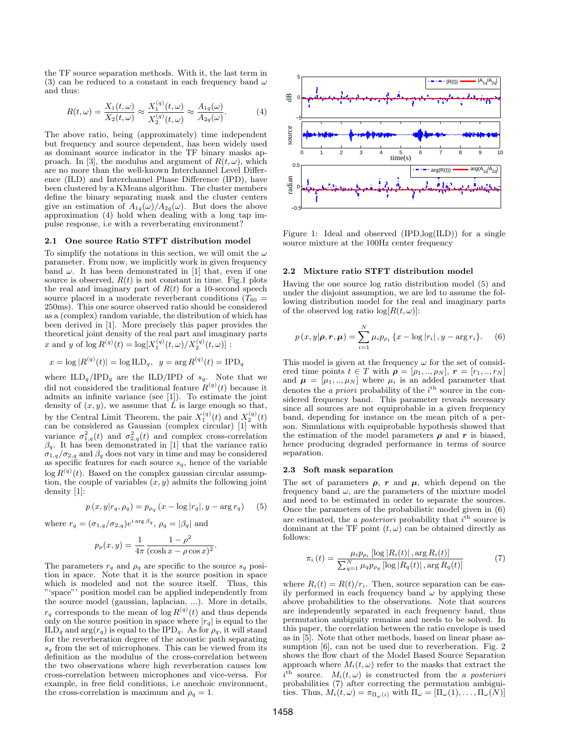the TF source separation methods. With it, the last term in (3) can be reduced to a constant in each frequency band $\omega$ and thus:

$$R(t,\omega) = \frac{X_1(t,\omega)}{X_2(t,\omega)} \approx \frac{X_1^{(q)}(t,\omega)}{X_2^{(q)}(t,\omega)} \approx \frac{A_{1q}(\omega)}{A_{2q}(\omega)}. \quad (4)$$

The above ratio, being (approximately) time independent but frequency and source dependent, has been widely used as dominant source indicator in the TF binary masks approach. In [3], the modulus and argument of $R(t,\omega)$, which are no more than the well-known Interchannel Level Difference (ILD) and Interchannel Phase Difference (IPD), have been clustered by a KMeans algorithm. The cluster members define the binary separating mask and the cluster centers give an estimation of $A_{1q}(\omega)/A_{2q}(\omega)$. But does the above approximation (4) hold when dealing with a long tap impulse response, i.e with a reverberating environment?

### 2.1 One source Ratio STFT distribution model

To simplify the notations in this section, we will omit the $\omega$ parameter. From now, we implicitly work in given frequency band $\omega$. It has been demonstrated in [1] that, even if one source is observed, $R(t)$ is not constant in time. Fig.1 plots the real and imaginary part of $R(t)$ for a 10-second speech source placed in a moderate reverberant conditions ($T_{60}$ = 250ms). This one source observed ratio should be considered as a (complex) random variable, the distribution of which has been derived in [1]. More precisely this paper provides the theoretical joint density of the real part and imaginary parts $x$ and $y$ of $\log R^{(q)}(t) = \log[X_1^{(q)}(t,\omega)/X_2^{(q)}(t,\omega)]$ :

$$x = \log|R^{(q)}(t)| = \log \mathrm{ILD}_q, \quad y = \arg R^{(q)}(t) = \mathrm{IPD}_q$$

where $\mathrm{ILD}_q/\mathrm{IPD}_q$ are the ILD/IPD of $s_q$. Note that we did not considered the traditional feature $R^{(q)}(t)$ because it admits an infinite variance (see [1]). To estimate the joint density of $(x, y)$, we assume that $L$ is large enough so that, by the Central Limit Theorem, the pair $X_1^{(q)}(t)$ and $X_2^{(q)}(t)$ can be considered as Gaussian (complex circular) [1] with variance $\sigma_{1,q}^2(t)$ and $\sigma_{2,q}^2(t)$ and complex cross-correlation $\beta_q$. It has been demonstrated in [1] that the variance ratio $\sigma_{1,q}/\sigma_{2,q}$ and $\beta_q$ does not vary in time and may be considered as specific features for each source $s_q$, hence of the variable $\log R^{(q)}(t)$. Based on the complex gaussian circular assumption, the couple of variables $(x, y)$ admits the following joint density [1]:

$$p(x,y|r_q,\rho_q) = p_{\rho_q}(x - \log|r_q|, y - \arg r_q) \quad (5)$$

where $r_q = (\sigma_{1,q}/\sigma_{2,q})e^{i \arg \beta_q}$, $\rho_q = |\beta_q|$ and

$$p_\rho(x,y) = \frac{1}{4\pi}\frac{1-\rho^2}{(\cosh x - \rho\cos x)^2}.$$

The parameters $r_q$ and $\rho_q$ are specific to the source $s_q$ position in space. Note that it is the source position in space which is modeled and not the source itself. Thus, this "'space"' position model can be applied independently from the source model (gaussian, laplacian, ...). More in details, $r_q$ corresponds to the mean of $\log R^{(q)}(t)$ and thus depends only on the source position in space where $|r_q|$ is equal to the $\mathrm{ILD}_q$ and $\arg(r_q)$ is equal to the $\mathrm{IPD}_q$. As for $\rho_q$, it will stand for the reverberation degree of the acoustic path separating $s_q$ from the set of microphones. This can be viewed from its definition as the modulus of the cross-correlation between the two observations where high reverberation causes low cross-correlation between microphones and vice-versa. For example, in free field conditions, i.e anechoic environment, the cross-correlation is maximum and $\rho_q = 1$.

Figure 1: Ideal and observed (IPD,log(ILD)) for a single source mixture at the 100Hz center frequency

### 2.2 Mixture ratio STFT distribution model

Having the one source log ratio distribution model (5) and under the disjoint assumption, we are led to assume the following distribution model for the real and imaginary parts of the observed log ratio $\log[R(t,\omega)]$:

$$p(x,y|\boldsymbol{\rho},\boldsymbol{r},\boldsymbol{\mu}) = \sum_{i=1}^{N} \mu_i p_{\rho_i}\{x - \log|r_i|, y - \arg r_i\}. \quad (6)$$

This model is given at the frequency $\omega$ for the set of considered time points $t \in T$ with $\boldsymbol{\rho} = [\rho_1, .., \rho_N]$, $\boldsymbol{r} = [r_1, .., r_N]$ and $\boldsymbol{\mu} = [\mu_1, .., \mu_N]$ where $\mu_i$ is an added parameter that denotes the *a priori* probability of the $i^{\text{th}}$ source in the considered frequency band. This parameter reveals necessary since all sources are not equiprobable in a given frequency band, depending for instance on the mean pitch of a person. Simulations with equiprobable hypothesis showed that the estimation of the model parameters $\boldsymbol{\rho}$ and $\boldsymbol{r}$ is biased, hence producing degraded performance in terms of source separation.

### 2.3 Soft mask separation

The set of parameters $\boldsymbol{\rho}$, $\boldsymbol{r}$ and $\boldsymbol{\mu}$, which depend on the frequency band $\omega$, are the parameters of the mixture model and need to be estimated in order to separate the sources. Once the parameters of the probabilistic model given in (6) are estimated, the *a posteriori* probability that $i^{\text{th}}$ source is dominant at the TF point $(t,\omega)$ can be obtained directly as follows:

$$\pi_i(t) = \frac{\mu_i p_{\rho_i}[\log|R_i(t)|, \arg R_i(t)]}{\sum_{q=1}^{N}\mu_q p_{\rho_q}[\log|R_q(t)|, \arg R_q(t)]} \quad (7)$$

where $R_i(t) = R(t)/r_i$. Then, source separation can be easily performed in each frequency band $\omega$ by applying these above probabilities to the observations. Note that sources are independently separated in each frequency band, thus permutation ambiguity remains and needs to be solved. In this paper, the correlation between the ratio envelope is used as in [5]. Note that other methods, based on linear phase assumption [6], can not be used due to reverberation. Fig. 2 shows the flow chart of the Model Based Source Separation approach where $M_i(t,\omega)$ refer to the masks that extract the $i^{\text{th}}$ source. $M_i(t,\omega)$ is constructed from the *a posteriori* probabilities (7) after correcting the permutation ambiguities. Thus, $M_i(t,\omega) = \pi_{\Pi_\omega(i)}$ with $\Pi_\omega = [\Pi_\omega(1), \ldots, \Pi_\omega(N)]$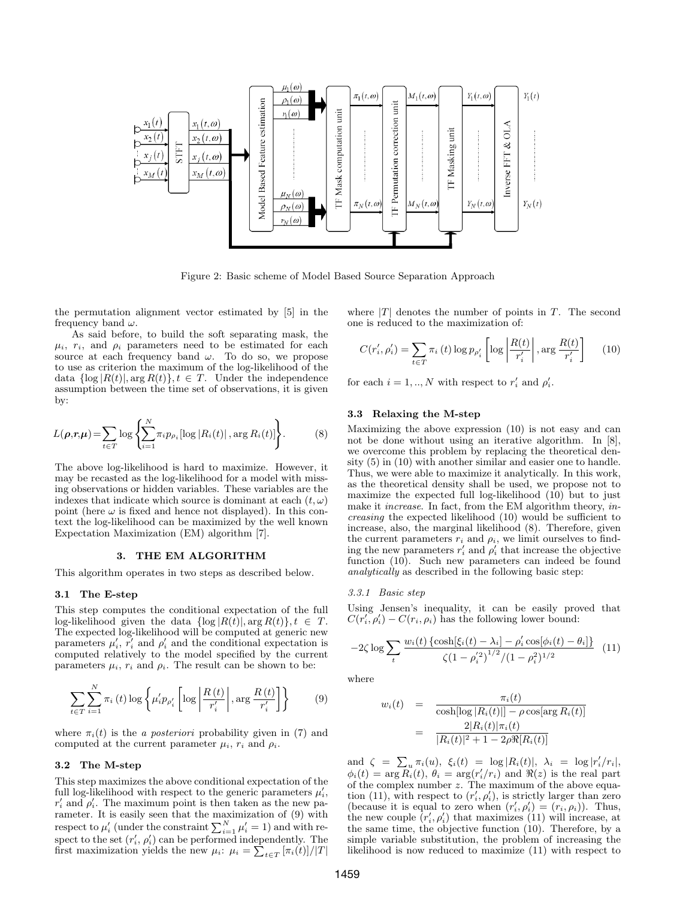Figure 2: Basic scheme of Model Based Source Separation Approach

the permutation alignment vector estimated by [5] in the frequency band $\omega$.

As said before, to build the soft separating mask, the $\mu_i$, $r_i$, and $\rho_i$ parameters need to be estimated for each source at each frequency band $\omega$. To do so, we propose to use as criterion the maximum of the log-likelihood of the data $\{\log|R(t)|, \arg R(t)\}, t \in T$. Under the independence assumption between the time set of observations, it is given by:

$$L(\boldsymbol{\rho},\boldsymbol{r},\boldsymbol{\mu}) = \sum_{t\in T} \log\left\{\sum_{i=1}^{N} \pi_i p_{\rho_i}[\log|R_i(t)|, \arg R_i(t)]\right\}. \quad (8)$$

The above log-likelihood is hard to maximize. However, it may be recasted as the log-likelihood for a model with missing observations or hidden variables. These variables are the indexes that indicate which source is dominant at each $(t,\omega)$ point (here $\omega$ is fixed and hence not displayed). In this context the log-likelihood can be maximized by the well known Expectation Maximization (EM) algorithm [7].

## 3. THE EM ALGORITHM

This algorithm operates in two steps as described below.

### 3.1 The E-step

This step computes the conditional expectation of the full log-likelihood given the data $\{\log|R(t)|, \arg R(t)\}, t \in T$. The expected log-likelihood will be computed at generic new parameters $\mu_i'$, $r_i'$ and $\rho_i'$ and the conditional expectation is computed relatively to the model specified by the current parameters $\mu_i$, $r_i$ and $\rho_i$. The result can be shown to be:

$$\sum_{t\in T}\sum_{i=1}^{N} \pi_i(t) \log\left\{\mu_i' p_{\rho_i'}\left[\log\left|\frac{R(t)}{r_i'}\right|, \arg\frac{R(t)}{r_i'}\right]\right\} \quad (9)$$

where $\pi_i(t)$ is the *a posteriori* probability given in (7) and computed at the current parameter $\mu_i$, $r_i$ and $\rho_i$.

### 3.2 The M-step

This step maximizes the above conditional expectation of the full log-likelihood with respect to the generic parameters $\mu_i'$, $r_i'$ and $\rho_i'$. The maximum point is then taken as the new parameter. It is easily seen that the maximization of (9) with respect to $\mu_i'$ (under the constraint $\sum_{i=1}^{N}\mu_i' = 1$) and with respect to the set $(r_i', \rho_i')$ can be performed independently. The first maximization yields the new $\mu_i$: $\mu_i = \sum_{t\in T}[\pi_i(t)]/|T|$ where $|T|$ denotes the number of points in $T$. The second one is reduced to the maximization of:

$$C(r_i', \rho_i') = \sum_{t\in T} \pi_i(t) \log p_{\rho_i'}\left[\log\left|\frac{R(t)}{r_i'}\right|, \arg\frac{R(t)}{r_i'}\right] \quad (10)$$

for each $i = 1,..,N$ with respect to $r_i'$ and $\rho_i'$.

### 3.3 Relaxing the M-step

Maximizing the above expression (10) is not easy and can not be done without using an iterative algorithm. In [8], we overcome this problem by replacing the theoretical density (5) in (10) with another similar and easier one to handle. Thus, we were able to maximize it analytically. In this work, as the theoretical density shall be used, we propose not to maximize the expected full log-likelihood (10) but to just make it *increase*. In fact, from the EM algorithm theory, *increasing* the expected likelihood (10) would be sufficient to increase, also, the marginal likelihood (8). Therefore, given the current parameters $r_i$ and $\rho_i$, we limit ourselves to finding the new parameters $r_i'$ and $\rho_i'$ that increase the objective function (10). Such new parameters can indeed be found *analytically* as described in the following basic step:

#### 3.3.1 Basic step

Using Jensen's inequality, it can be easily proved that $C(r_i', \rho_i') - C(r_i, \rho_i)$ has the following lower bound:

$$-2\zeta \log \sum_t \frac{w_i(t)\{\cosh[\xi_i(t) - \lambda_i] - \rho_i' \cos[\phi_i(t) - \theta_i]\}}{\zeta(1-\rho_i'^2)^{1/2}/(1-\rho_i^2)^{1/2}} \quad (11)$$

where

$$\begin{aligned} w_i(t) &= \frac{\pi_i(t)}{\cosh[\log|R_i(t)|] - \rho\cos[\arg R_i(t)]} \\ &= \frac{2|R_i(t)|\pi_i(t)}{|R_i(t)|^2 + 1 - 2\rho\Re[R_i(t)]} \end{aligned}$$

and $\zeta = \sum_u \pi_i(u)$, $\xi_i(t) = \log|R_i(t)|$, $\lambda_i = \log|r_i'/r_i|$, $\phi_i(t) = \arg R_i(t)$, $\theta_i = \arg(r_i'/r_i)$ and $\Re(z)$ is the real part of the complex number $z$. The maximum of the above equation (11), with respect to $(r_i', \rho_i')$, is strictly larger than zero (because it is equal to zero when $(r_i', \rho_i') = (r_i, \rho_i)$). Thus, the new couple $(r_i', \rho_i')$ that maximizes (11) will increase, at the same time, the objective function (10). Therefore, by a simple variable substitution, the problem of increasing the likelihood is now reduced to maximize (11) with respect to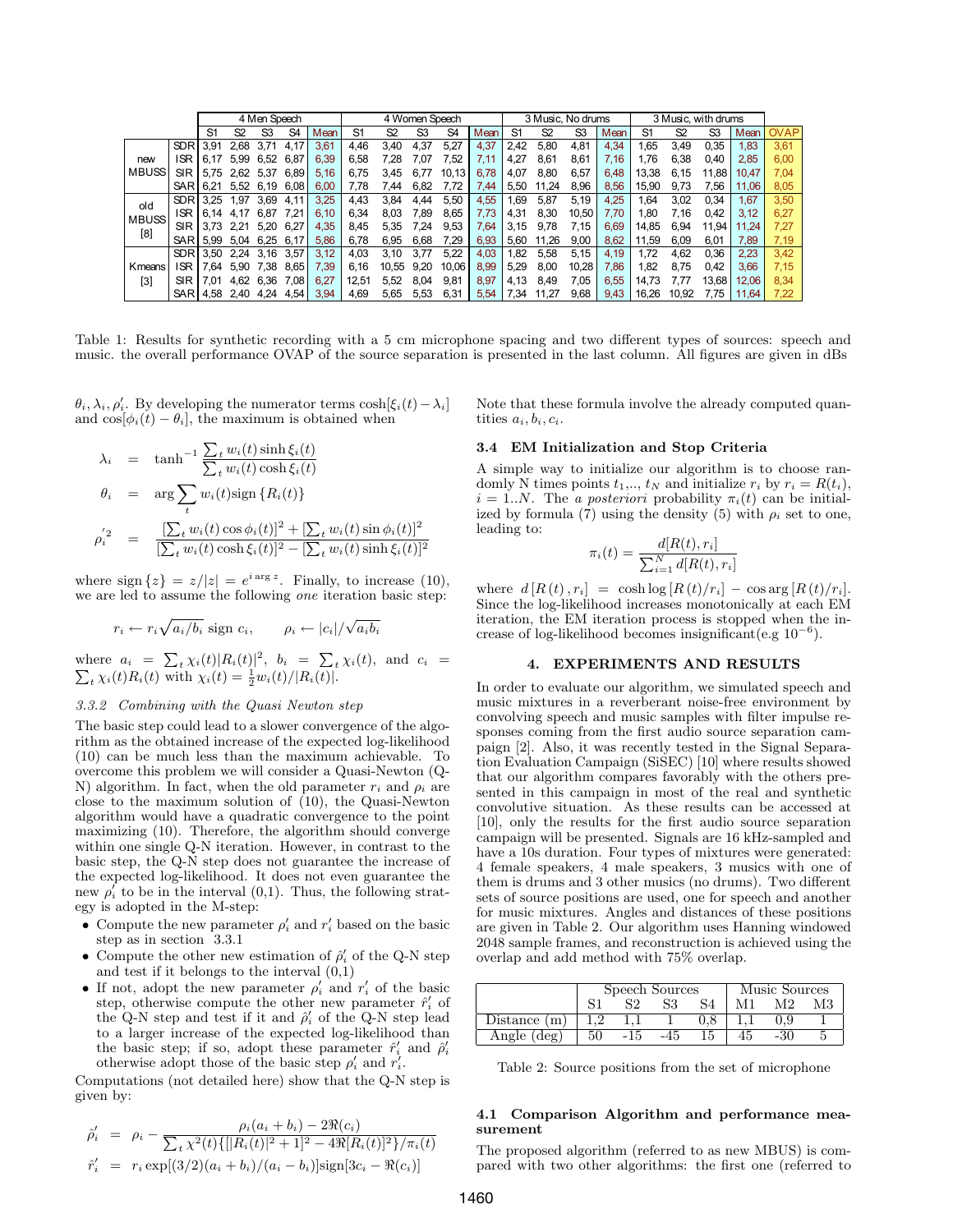| | | 4 Men Speech | | | | | 4 Women Speech | | | | | 3 Music, No drums | | | | 3 Music, with drums | | | | |
|---|---|---|---|---|---|---|---|---|---|---|---|---|---|---|---|---|---|---|---|---|
| | | S1 | S2 | S3 | S4 | Mean | S1 | S2 | S3 | S4 | Mean | S1 | S2 | S3 | Mean | S1 | S2 | S3 | Mean | OVAP |
| new MBUSS | SDR | 3,91 | 2,68 | 3,71 | 4,17 | 3,61 | 4,46 | 3,40 | 4,37 | 5,27 | 4,37 | 2,42 | 5,80 | 4,81 | 4,34 | 1,65 | 3,49 | 0,35 | 1,83 | 3,61 |
| | ISR | 6,17 | 5,99 | 6,52 | 6,87 | 6,39 | 6,58 | 7,28 | 7,07 | 7,52 | 7,11 | 4,27 | 8,61 | 8,61 | 7,16 | 1,76 | 6,38 | 0,40 | 2,85 | 6,00 |
| | SIR | 5,75 | 2,62 | 5,37 | 6,89 | 5,16 | 6,75 | 3,45 | 6,77 | 10,13 | 6,78 | 4,07 | 8,80 | 6,57 | 6,48 | 13,38 | 6,15 | 11,88 | 10,47 | 7,04 |
| | SAR | 6,21 | 5,52 | 6,19 | 6,08 | 6,00 | 7,78 | 7,44 | 6,82 | 7,72 | 7,44 | 5,50 | 11,24 | 8,96 | 8,56 | 15,90 | 9,73 | 7,56 | 11,06 | 8,05 |
| old MBUSS [8] | SDR | 3,25 | 1,97 | 3,69 | 4,11 | 3,25 | 4,43 | 3,84 | 4,44 | 5,50 | 4,55 | 1,69 | 5,87 | 5,19 | 4,25 | 1,64 | 3,02 | 0,34 | 1,67 | 3,50 |
| | ISR | 6,14 | 4,17 | 6,87 | 7,21 | 6,10 | 6,34 | 8,03 | 7,89 | 8,65 | 7,73 | 4,31 | 8,30 | 10,50 | 7,70 | 1,80 | 7,16 | 0,42 | 3,12 | 6,27 |
| | SIR | 3,73 | 2,21 | 5,20 | 6,27 | 4,35 | 8,45 | 5,35 | 7,24 | 9,53 | 7,64 | 3,15 | 9,78 | 7,15 | 6,69 | 14,85 | 6,94 | 11,94 | 11,24 | 7,27 |
| | SAR | 5,99 | 5,04 | 6,25 | 6,17 | 5,86 | 6,78 | 6,95 | 6,68 | 7,29 | 6,93 | 5,60 | 11,26 | 9,00 | 8,62 | 11,59 | 6,09 | 6,01 | 7,89 | 7,19 |
| Kmeans [3] | SDR | 3,50 | 2,24 | 3,16 | 3,57 | 3,12 | 4,03 | 3,10 | 3,77 | 5,22 | 4,03 | 1,82 | 5,58 | 5,15 | 4,19 | 1,72 | 4,62 | 0,36 | 2,23 | 3,42 |
| | ISR | 7,64 | 5,90 | 7,38 | 8,65 | 7,39 | 6,16 | 10,55 | 9,20 | 10,06 | 8,99 | 5,29 | 8,00 | 10,28 | 7,86 | 1,82 | 8,75 | 0,42 | 3,66 | 7,15 |
| | SIR | 7,01 | 4,62 | 6,36 | 7,08 | 6,27 | 12,51 | 5,52 | 8,04 | 9,81 | 8,97 | 4,13 | 8,49 | 7,05 | 6,55 | 14,73 | 7,77 | 13,68 | 12,06 | 8,34 |
| | SAR | 4,58 | 2,40 | 4,24 | 4,54 | 3,94 | 4,69 | 5,65 | 5,53 | 6,31 | 5,54 | 7,34 | 11,27 | 9,68 | 9,43 | 16,26 | 10,92 | 7,75 | 11,64 | 7,22 |

Table 1: Results for synthetic recording with a 5 cm microphone spacing and two different types of sources: speech and music. the overall performance OVAP of the source separation is presented in the last column. All figures are given in dBs

$\theta_i, \lambda_i, \rho_i'$. By developing the numerator terms $\cosh[\xi_i(t) - \lambda_i]$ and $\cos[\phi_i(t) - \theta_i]$, the maximum is obtained when

$$\lambda_i = \tanh^{-1} \frac{\sum_t w_i(t) \sinh \xi_i(t)}{\sum_t w_i(t) \cosh \xi_i(t)}$$

$$\theta_i = \arg \sum_t w_i(t) \text{sign}\{R_i(t)\}$$

$$\rho_i'^2 = \frac{[\sum_t w_i(t) \cos \phi_i(t)]^2 + [\sum_t w_i(t) \sin \phi_i(t)]^2}{[\sum_t w_i(t) \cosh \xi_i(t)]^2 - [\sum_t w_i(t) \sinh \xi_i(t)]^2}$$

where $\text{sign}\{z\} = z/|z| = e^{i \arg z}$. Finally, to increase (10), we are led to assume the following *one* iteration basic step:

$$r_i \leftarrow r_i \sqrt{a_i/b_i} \text{ sign } c_i, \qquad \rho_i \leftarrow |c_i|/\sqrt{a_i b_i}$$

where $a_i = \sum_t \chi_i(t)|R_i(t)|^2$, $b_i = \sum_t \chi_i(t)$, and $c_i = \sum_t \chi_i(t) R_i(t)$ with $\chi_i(t) = \frac{1}{2} w_i(t)/|R_i(t)|$.

#### 3.3.2 Combining with the Quasi Newton step

The basic step could lead to a slower convergence of the algorithm as the obtained increase of the expected log-likelihood (10) can be much less than the maximum achievable. To overcome this problem we will consider a Quasi-Newton (Q-N) algorithm. In fact, when the old parameter $r_i$ and $\rho_i$ are close to the maximum solution of (10), the Quasi-Newton algorithm would have a quadratic convergence to the point maximizing (10). Therefore, the algorithm should converge within one single Q-N iteration. However, in contrast to the basic step, the Q-N step does not guarantee the increase of the expected log-likelihood. It does not even guarantee the new $\rho_i'$ to be in the interval (0,1). Thus, the following strategy is adopted in the M-step:

- Compute the new parameter $\rho_i'$ and $r_i'$ based on the basic step as in section 3.3.1
- Compute the other new estimation of $\hat{\rho}_i'$ of the Q-N step and test if it belongs to the interval (0,1)
- If not, adopt the new parameter $\rho_i'$ and $r_i'$ of the basic step, otherwise compute the other new parameter $\hat{r}_i'$ of the Q-N step and test if it and $\hat{\rho}_i'$ of the Q-N step lead to a larger increase of the expected log-likelihood than the basic step; if so, adopt these parameter $\hat{r}_i'$ and $\hat{\rho}_i'$ otherwise adopt those of the basic step $\rho_i'$ and $r_i'$.

Computations (not detailed here) show that the Q-N step is given by:

$$\hat{\rho}_i' = \rho_i - \frac{\rho_i(a_i + b_i) - 2\Re(c_i)}{\sum_t \chi^2(t)\{[|R_i(t)|^2 + 1]^2 - 4\Re[R_i(t)^2]\}/\pi_i(t)}$$

$$\hat{r}_i' = r_i \exp[(3/2)(a_i + b_i)/(a_i - b_i)]\text{sign}[3c_i - \Re(c_i)]$$

Note that these formula involve the already computed quantities $a_i, b_i, c_i$.

### 3.4 EM Initialization and Stop Criteria

A simple way to initialize our algorithm is to choose randomly N times points $t_1, .., t_N$ and initialize $r_i$ by $r_i = R(t_i)$, $i = 1..N$. The *a posteriori* probability $\pi_i(t)$ can be initialized by formula (7) using the density (5) with $\rho_i$ set to one, leading to:

$$\pi_i(t) = \frac{d[R(t), r_i]}{\sum_{i=1}^N d[R(t), r_i]}$$

where $d[R(t), r_i] = \cosh \log [R(t)/r_i] - \cos \arg [R(t)/r_i]$. Since the log-likelihood increases monotonically at each EM iteration, the EM iteration process is stopped when the increase of log-likelihood becomes insignificant(e.g $10^{-6}$).

## 4. EXPERIMENTS AND RESULTS

In order to evaluate our algorithm, we simulated speech and music mixtures in a reverberant noise-free environment by convolving speech and music samples with filter impulse responses coming from the first audio source separation campaign [2]. Also, it was recently tested in the Signal Separation Evaluation Campaign (SiSEC) [10] where results showed that our algorithm compares favorably with the others presented in this campaign in most of the real and synthetic convolutive situation. As these results can be accessed at [10], only the results for the first audio source separation campaign will be presented. Signals are 16 kHz-sampled and have a 10s duration. Four types of mixtures were generated: 4 female speakers, 4 male speakers, 3 musics with one of them is drums and 3 other musics (no drums). Two different sets of source positions are used, one for speech and another for music mixtures. Angles and distances of these positions are given in Table 2. Our algorithm uses Hanning windowed 2048 sample frames, and reconstruction is achieved using the overlap and add method with 75% overlap.

| | Speech Sources | | | | Music Sources | | |
|---|---|---|---|---|---|---|---|
| | S1 | S2 | S3 | S4 | M1 | M2 | M3 |
| Distance (m) | 1,2 | 1,1 | 1 | 0,8 | 1,1 | 0,9 | 1 |
| Angle (deg) | 50 | -15 | -45 | 15 | 45 | -30 | 5 |

Table 2: Source positions from the set of microphone

### 4.1 Comparison Algorithm and performance measurement

The proposed algorithm (referred to as new MBUS) is compared with two other algorithms: the first one (referred to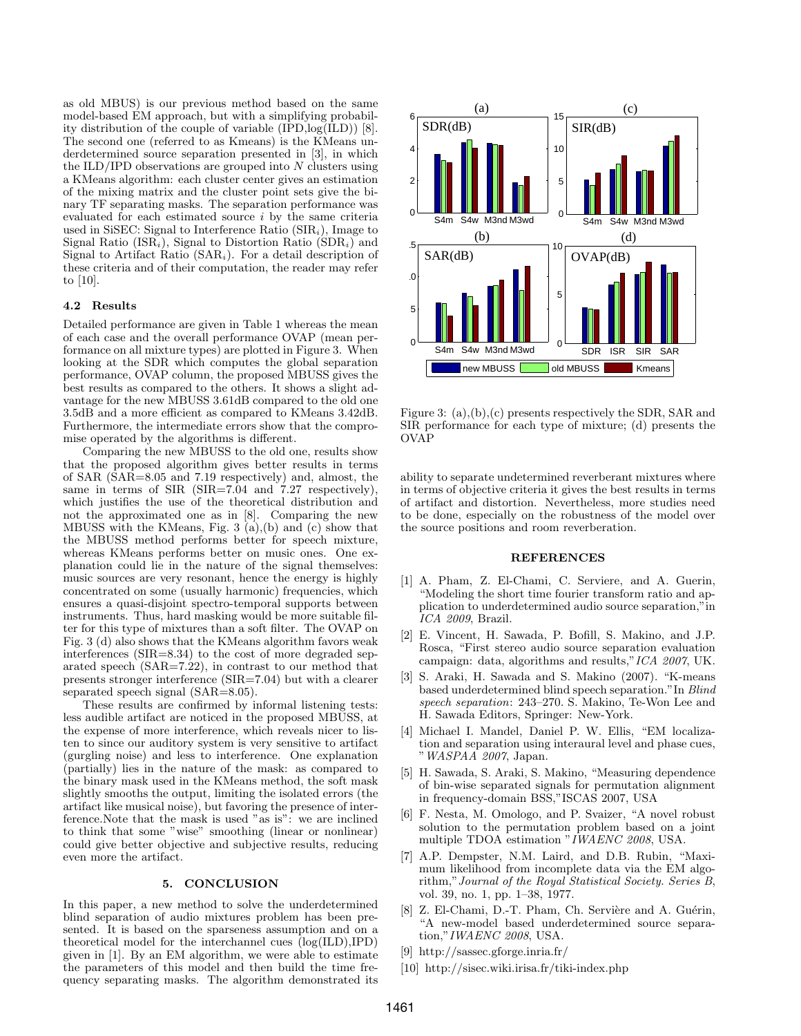as old MBUS) is our previous method based on the same model-based EM approach, but with a simplifying probability distribution of the couple of variable (IPD,log(ILD)) [8]. The second one (referred to as Kmeans) is the KMeans underdetermined source separation presented in [3], in which the ILD/IPD observations are grouped into $N$ clusters using a KMeans algorithm: each cluster center gives an estimation of the mixing matrix and the cluster point sets give the binary TF separating masks. The separation performance was evaluated for each estimated source $i$ by the same criteria used in SiSEC: Signal to Interference Ratio ($SIR_i$), Image to Signal Ratio ($ISR_i$), Signal to Distortion Ratio ($SDR_i$) and Signal to Artifact Ratio ($SAR_i$). For a detail description of these criteria and of their computation, the reader may refer to [10].

### 4.2 Results

Detailed performance are given in Table 1 whereas the mean of each case and the overall performance OVAP (mean performance on all mixture types) are plotted in Figure 3. When looking at the SDR which computes the global separation performance, OVAP column, the proposed MBUSS gives the best results as compared to the others. It shows a slight advantage for the new MBUSS 3.61dB compared to the old one 3.5dB and a more efficient as compared to KMeans 3.42dB. Furthermore, the intermediate errors show that the compromise operated by the algorithms is different.

Comparing the new MBUSS to the old one, results show that the proposed algorithm gives better results in terms of SAR (SAR=8.05 and 7.19 respectively) and, almost, the same in terms of SIR (SIR=7.04 and 7.27 respectively), which justifies the use of the theoretical distribution and not the approximated one as in [8]. Comparing the new MBUSS with the KMeans, Fig. 3 (a),(b) and (c) show that the MBUSS method performs better for speech mixture, whereas KMeans performs better on music ones. One explanation could lie in the nature of the signal themselves: music sources are very resonant, hence the energy is highly concentrated on some (usually harmonic) frequencies, which ensures a quasi-disjoint spectro-temporal supports between instruments. Thus, hard masking would be more suitable filter for this type of mixtures than a soft filter. The OVAP on Fig. 3 (d) also shows that the KMeans algorithm favors weak interferences (SIR=8.34) to the cost of more degraded separated speech (SAR=7.22), in contrast to our method that presents stronger interference (SIR=7.04) but with a clearer separated speech signal (SAR=8.05).

These results are confirmed by informal listening tests: less audible artifact are noticed in the proposed MBUSS, at the expense of more interference, which reveals nicer to listen to since our auditory system is very sensitive to artifact (gurgling noise) and less to interference. One explanation (partially) lies in the nature of the mask: as compared to the binary mask used in the KMeans method, the soft mask slightly smooths the output, limiting the isolated errors (the artifact like musical noise), but favoring the presence of interference.Note that the mask is used "as is": we are inclined to think that some "wise" smoothing (linear or nonlinear) could give better objective and subjective results, reducing even more the artifact.

## 5. CONCLUSION

In this paper, a new method to solve the underdetermined blind separation of audio mixtures problem has been presented. It is based on the sparseness assumption and on a theoretical model for the interchannel cues (log(ILD),IPD) given in [1]. By an EM algorithm, we were able to estimate the parameters of this model and then build the time frequency separating masks. The algorithm demonstrated its ability to separate undetermined reverberant mixtures where in terms of objective criteria it gives the best results in terms of artifact and distortion. Nevertheless, more studies need to be done, especially on the robustness of the model over the source positions and room reverberation.

(a)
SDR(dB)
6
4
2
0
S4m S4w M3nd M3wd

(c)
SIR(dB)
15
10
5
0
S4m S4w M3nd M3wd

(b)
SAR(dB)
.5
.0
5
0
S4m S4w M3nd M3wd

(d)
OVAP(dB)
10
5
0
SDR ISR SIR SAR

new MBUSS   old MBUSS   Kmeans

Figure 3: (a),(b),(c) presents respectively the SDR, SAR and SIR performance for each type of mixture; (d) presents the OVAP

## REFERENCES

[1] A. Pham, Z. El-Chami, C. Serviere, and A. Guerin, "Modeling the short time fourier transform ratio and application to underdetermined audio source separation,"in *ICA 2009*, Brazil.

[2] E. Vincent, H. Sawada, P. Bofill, S. Makino, and J.P. Rosca, "First stereo audio source separation evaluation campaign: data, algorithms and results,"*ICA 2007*, UK.

[3] S. Araki, H. Sawada and S. Makino (2007). "K-means based underdetermined blind speech separation."In *Blind speech separation*: 243–270. S. Makino, Te-Won Lee and H. Sawada Editors, Springer: New-York.

[4] Michael I. Mandel, Daniel P. W. Ellis, "EM localization and separation using interaural level and phase cues, "*WASPAA 2007*, Japan.

[5] H. Sawada, S. Araki, S. Makino, "Measuring dependence of bin-wise separated signals for permutation alignment in frequency-domain BSS,"ISCAS 2007, USA

[6] F. Nesta, M. Omologo, and P. Svaizer, "A novel robust solution to the permutation problem based on a joint multiple TDOA estimation "*IWAENC 2008*, USA.

[7] A.P. Dempster, N.M. Laird, and D.B. Rubin, "Maximum likelihood from incomplete data via the EM algorithm,"*Journal of the Royal Statistical Society. Series B*, vol. 39, no. 1, pp. 1–38, 1977.

[8] Z. El-Chami, D.-T. Pham, Ch. Servière and A. Guérin, "A new-model based underdetermined source separation,"*IWAENC 2008*, USA.

[9] http://sassec.gforge.inria.fr/

[10] http://sisec.wiki.irisa.fr/tiki-index.php